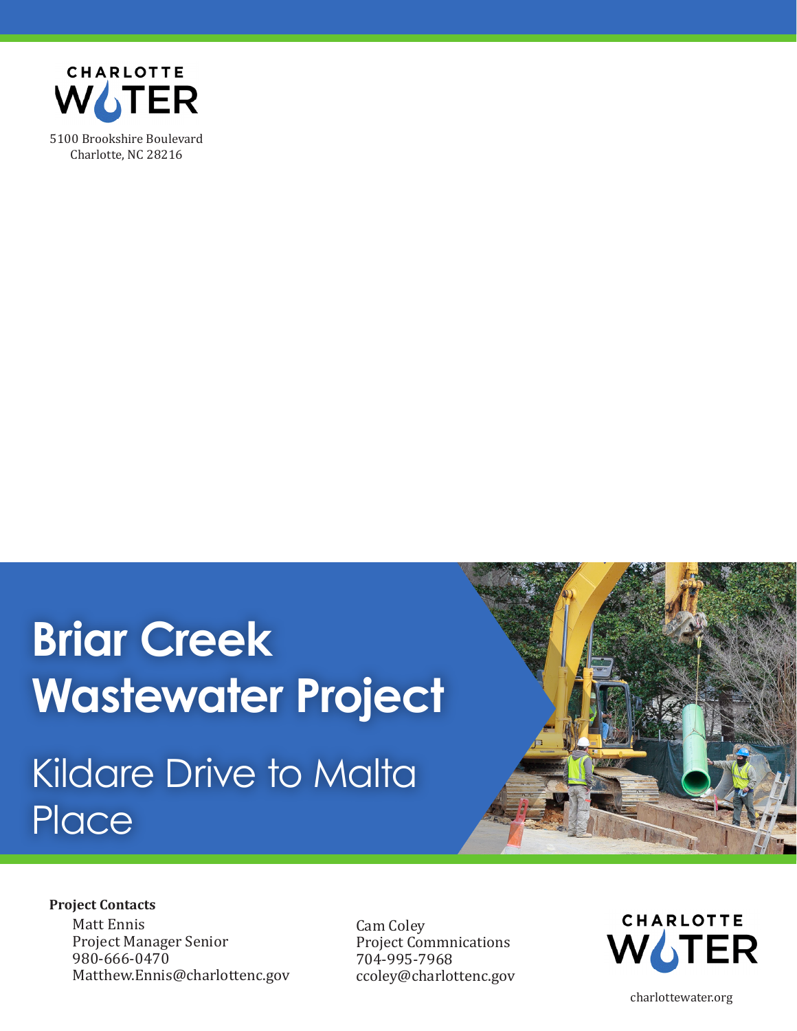CHARLOTTE WATER

5100 Brookshire Boulevard
Charlotte, NC 28216

# Briar Creek Wastewater Project

## Kildare Drive to Malta Place

**Project Contacts**

Matt Ennis
Project Manager Senior
980-666-0470
Matthew.Ennis@charlottenc.gov

Cam Coley
Project Commnications
704-995-7968
ccoley@charlottenc.gov

CHARLOTTE WATER

charlottewater.org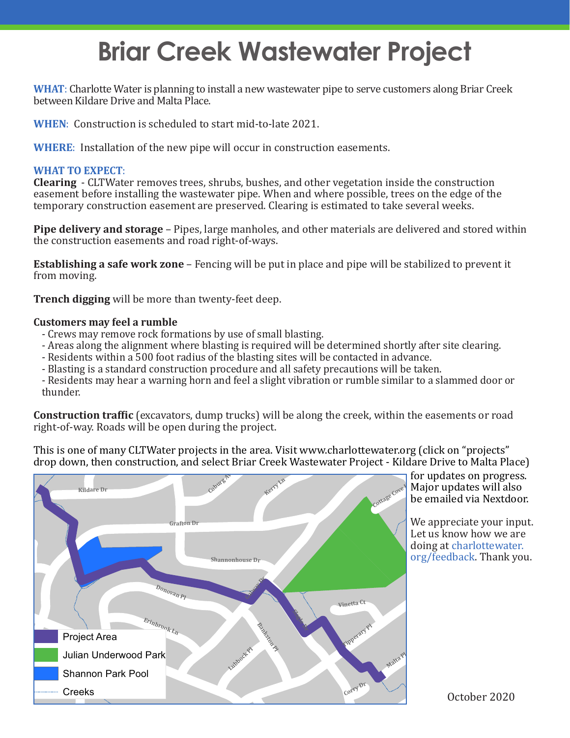# Briar Creek Wastewater Project

**WHAT**: Charlotte Water is planning to install a new wastewater pipe to serve customers along Briar Creek between Kildare Drive and Malta Place.

**WHEN**: Construction is scheduled to start mid-to-late 2021.

**WHERE**: Installation of the new pipe will occur in construction easements.

**WHAT TO EXPECT**:

**Clearing** - CLTWater removes trees, shrubs, bushes, and other vegetation inside the construction easement before installing the wastewater pipe. When and where possible, trees on the edge of the temporary construction easement are preserved. Clearing is estimated to take several weeks.

**Pipe delivery and storage** – Pipes, large manholes, and other materials are delivered and stored within the construction easements and road right-of-ways.

**Establishing a safe work zone** – Fencing will be put in place and pipe will be stabilized to prevent it from moving.

**Trench digging** will be more than twenty-feet deep.

**Customers may feel a rumble**

- Crews may remove rock formations by use of small blasting.
- Areas along the alignment where blasting is required will be determined shortly after site clearing.
- Residents within a 500 foot radius of the blasting sites will be contacted in advance.
- Blasting is a standard construction procedure and all safety precautions will be taken.
- Residents may hear a warning horn and feel a slight vibration or rumble similar to a slammed door or thunder.

**Construction traffic** (excavators, dump trucks) will be along the creek, within the easements or road right-of-way. Roads will be open during the project.

This is one of many CLTWater projects in the area. Visit www.charlottewater.org (click on "projects" drop down, then construction, and select Briar Creek Wastewater Project - Kildare Drive to Malta Place) for updates on progress. Major updates will also be emailed via Nextdoor.

We appreciate your input. Let us know how we are doing at charlottewater.org/feedback. Thank you.

Kildare Dr
Coburg Av
Kerry Ln
Cottage Cove
Grafton Dr
Shannonhouse Dr
Donovan Pl
Vinetta Ct
Erinbrook Ln
Bankston Pl
Tipperary Pl
Lubbock Pl
Malta Pl
Corry Dr

Project Area
Julian Underwood Park
Shannon Park Pool
Creeks

October 2020